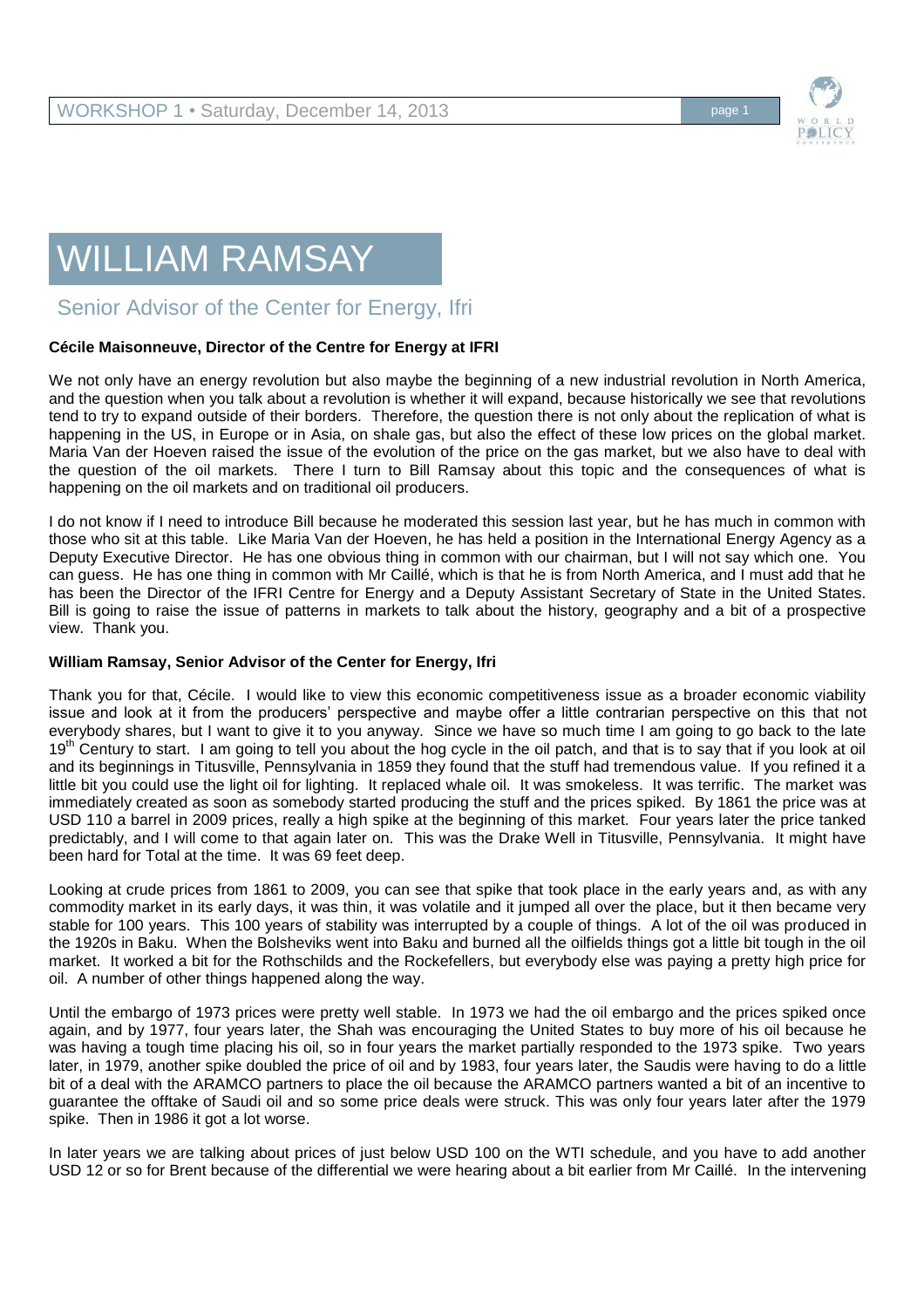# WILLIAM RAMSAY

## Senior Advisor of the Center for Energy, Ifri

**Cécile Maisonneuve, Director of the Centre for Energy at IFRI**

We not only have an energy revolution but also maybe the beginning of a new industrial revolution in North America, and the question when you talk about a revolution is whether it will expand, because historically we see that revolutions tend to try to expand outside of their borders. Therefore, the question there is not only about the replication of what is happening in the US, in Europe or in Asia, on shale gas, but also the effect of these low prices on the global market. Maria Van der Hoeven raised the issue of the evolution of the price on the gas market, but we also have to deal with the question of the oil markets. There I turn to Bill Ramsay about this topic and the consequences of what is happening on the oil markets and on traditional oil producers.

I do not know if I need to introduce Bill because he moderated this session last year, but he has much in common with those who sit at this table. Like Maria Van der Hoeven, he has held a position in the International Energy Agency as a Deputy Executive Director. He has one obvious thing in common with our chairman, but I will not say which one. You can guess. He has one thing in common with Mr Caillé, which is that he is from North America, and I must add that he has been the Director of the IFRI Centre for Energy and a Deputy Assistant Secretary of State in the United States. Bill is going to raise the issue of patterns in markets to talk about the history, geography and a bit of a prospective view. Thank you.

**William Ramsay, Senior Advisor of the Center for Energy, Ifri**

Thank you for that, Cécile. I would like to view this economic competitiveness issue as a broader economic viability issue and look at it from the producers' perspective and maybe offer a little contrarian perspective on this that not everybody shares, but I want to give it to you anyway. Since we have so much time I am going to go back to the late 19th Century to start. I am going to tell you about the hog cycle in the oil patch, and that is to say that if you look at oil and its beginnings in Titusville, Pennsylvania in 1859 they found that the stuff had tremendous value. If you refined it a little bit you could use the light oil for lighting. It replaced whale oil. It was smokeless. It was terrific. The market was immediately created as soon as somebody started producing the stuff and the prices spiked. By 1861 the price was at USD 110 a barrel in 2009 prices, really a high spike at the beginning of this market. Four years later the price tanked predictably, and I will come to that again later on. This was the Drake Well in Titusville, Pennsylvania. It might have been hard for Total at the time. It was 69 feet deep.

Looking at crude prices from 1861 to 2009, you can see that spike that took place in the early years and, as with any commodity market in its early days, it was thin, it was volatile and it jumped all over the place, but it then became very stable for 100 years. This 100 years of stability was interrupted by a couple of things. A lot of the oil was produced in the 1920s in Baku. When the Bolsheviks went into Baku and burned all the oilfields things got a little bit tough in the oil market. It worked a bit for the Rothschilds and the Rockefellers, but everybody else was paying a pretty high price for oil. A number of other things happened along the way.

Until the embargo of 1973 prices were pretty well stable. In 1973 we had the oil embargo and the prices spiked once again, and by 1977, four years later, the Shah was encouraging the United States to buy more of his oil because he was having a tough time placing his oil, so in four years the market partially responded to the 1973 spike. Two years later, in 1979, another spike doubled the price of oil and by 1983, four years later, the Saudis were having to do a little bit of a deal with the ARAMCO partners to place the oil because the ARAMCO partners wanted a bit of an incentive to guarantee the offtake of Saudi oil and so some price deals were struck. This was only four years later after the 1979 spike. Then in 1986 it got a lot worse.

In later years we are talking about prices of just below USD 100 on the WTI schedule, and you have to add another USD 12 or so for Brent because of the differential we were hearing about a bit earlier from Mr Caillé. In the intervening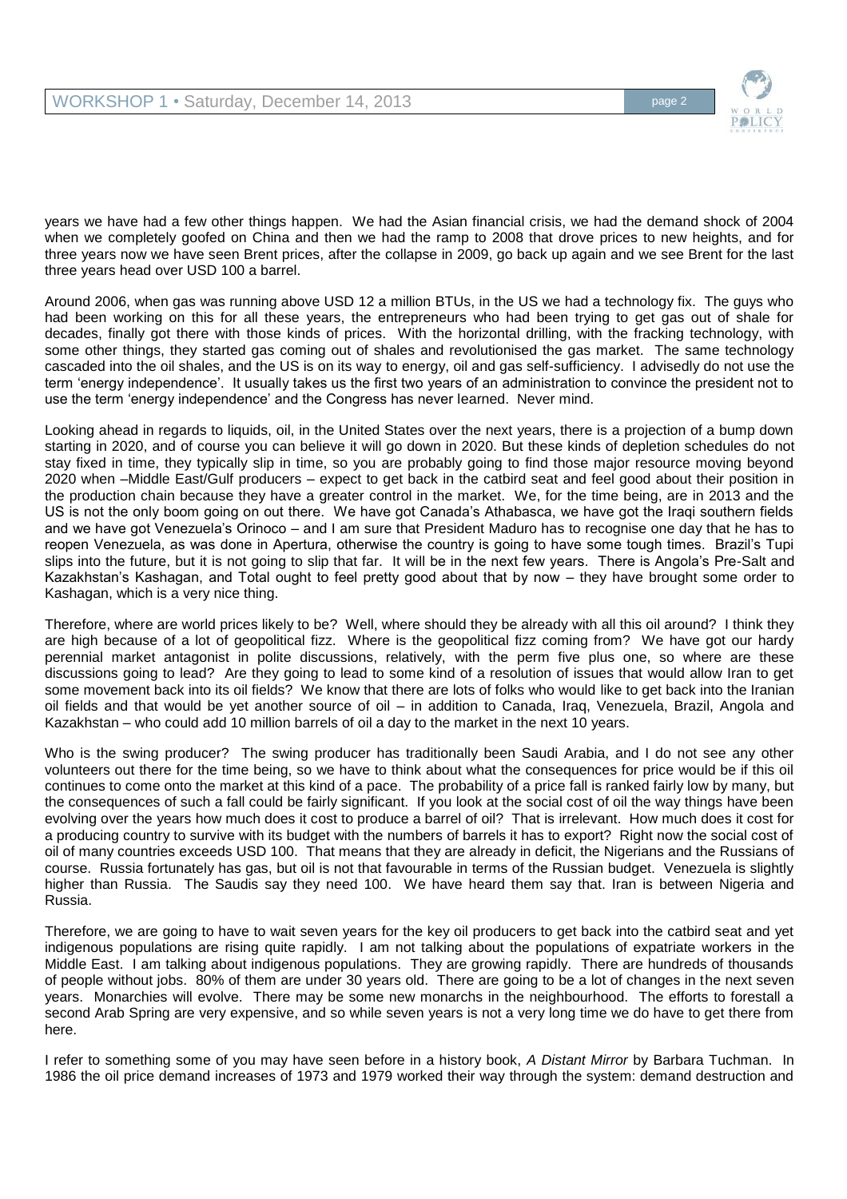years we have had a few other things happen. We had the Asian financial crisis, we had the demand shock of 2004 when we completely goofed on China and then we had the ramp to 2008 that drove prices to new heights, and for three years now we have seen Brent prices, after the collapse in 2009, go back up again and we see Brent for the last three years head over USD 100 a barrel.

Around 2006, when gas was running above USD 12 a million BTUs, in the US we had a technology fix. The guys who had been working on this for all these years, the entrepreneurs who had been trying to get gas out of shale for decades, finally got there with those kinds of prices. With the horizontal drilling, with the fracking technology, with some other things, they started gas coming out of shales and revolutionised the gas market. The same technology cascaded into the oil shales, and the US is on its way to energy, oil and gas self-sufficiency. I advisedly do not use the term 'energy independence'. It usually takes us the first two years of an administration to convince the president not to use the term 'energy independence' and the Congress has never learned. Never mind.

Looking ahead in regards to liquids, oil, in the United States over the next years, there is a projection of a bump down starting in 2020, and of course you can believe it will go down in 2020. But these kinds of depletion schedules do not stay fixed in time, they typically slip in time, so you are probably going to find those major resource moving beyond 2020 when –Middle East/Gulf producers – expect to get back in the catbird seat and feel good about their position in the production chain because they have a greater control in the market. We, for the time being, are in 2013 and the US is not the only boom going on out there. We have got Canada's Athabasca, we have got the Iraqi southern fields and we have got Venezuela's Orinoco – and I am sure that President Maduro has to recognise one day that he has to reopen Venezuela, as was done in Apertura, otherwise the country is going to have some tough times. Brazil's Tupi slips into the future, but it is not going to slip that far. It will be in the next few years. There is Angola's Pre-Salt and Kazakhstan's Kashagan, and Total ought to feel pretty good about that by now – they have brought some order to Kashagan, which is a very nice thing.

Therefore, where are world prices likely to be? Well, where should they be already with all this oil around? I think they are high because of a lot of geopolitical fizz. Where is the geopolitical fizz coming from? We have got our hardy perennial market antagonist in polite discussions, relatively, with the perm five plus one, so where are these discussions going to lead? Are they going to lead to some kind of a resolution of issues that would allow Iran to get some movement back into its oil fields? We know that there are lots of folks who would like to get back into the Iranian oil fields and that would be yet another source of oil – in addition to Canada, Iraq, Venezuela, Brazil, Angola and Kazakhstan – who could add 10 million barrels of oil a day to the market in the next 10 years.

Who is the swing producer? The swing producer has traditionally been Saudi Arabia, and I do not see any other volunteers out there for the time being, so we have to think about what the consequences for price would be if this oil continues to come onto the market at this kind of a pace. The probability of a price fall is ranked fairly low by many, but the consequences of such a fall could be fairly significant. If you look at the social cost of oil the way things have been evolving over the years how much does it cost to produce a barrel of oil? That is irrelevant. How much does it cost for a producing country to survive with its budget with the numbers of barrels it has to export? Right now the social cost of oil of many countries exceeds USD 100. That means that they are already in deficit, the Nigerians and the Russians of course. Russia fortunately has gas, but oil is not that favourable in terms of the Russian budget. Venezuela is slightly higher than Russia. The Saudis say they need 100. We have heard them say that. Iran is between Nigeria and Russia.

Therefore, we are going to have to wait seven years for the key oil producers to get back into the catbird seat and yet indigenous populations are rising quite rapidly. I am not talking about the populations of expatriate workers in the Middle East. I am talking about indigenous populations. They are growing rapidly. There are hundreds of thousands of people without jobs. 80% of them are under 30 years old. There are going to be a lot of changes in the next seven years. Monarchies will evolve. There may be some new monarchs in the neighbourhood. The efforts to forestall a second Arab Spring are very expensive, and so while seven years is not a very long time we do have to get there from here.

I refer to something some of you may have seen before in a history book, *A Distant Mirror* by Barbara Tuchman. In 1986 the oil price demand increases of 1973 and 1979 worked their way through the system: demand destruction and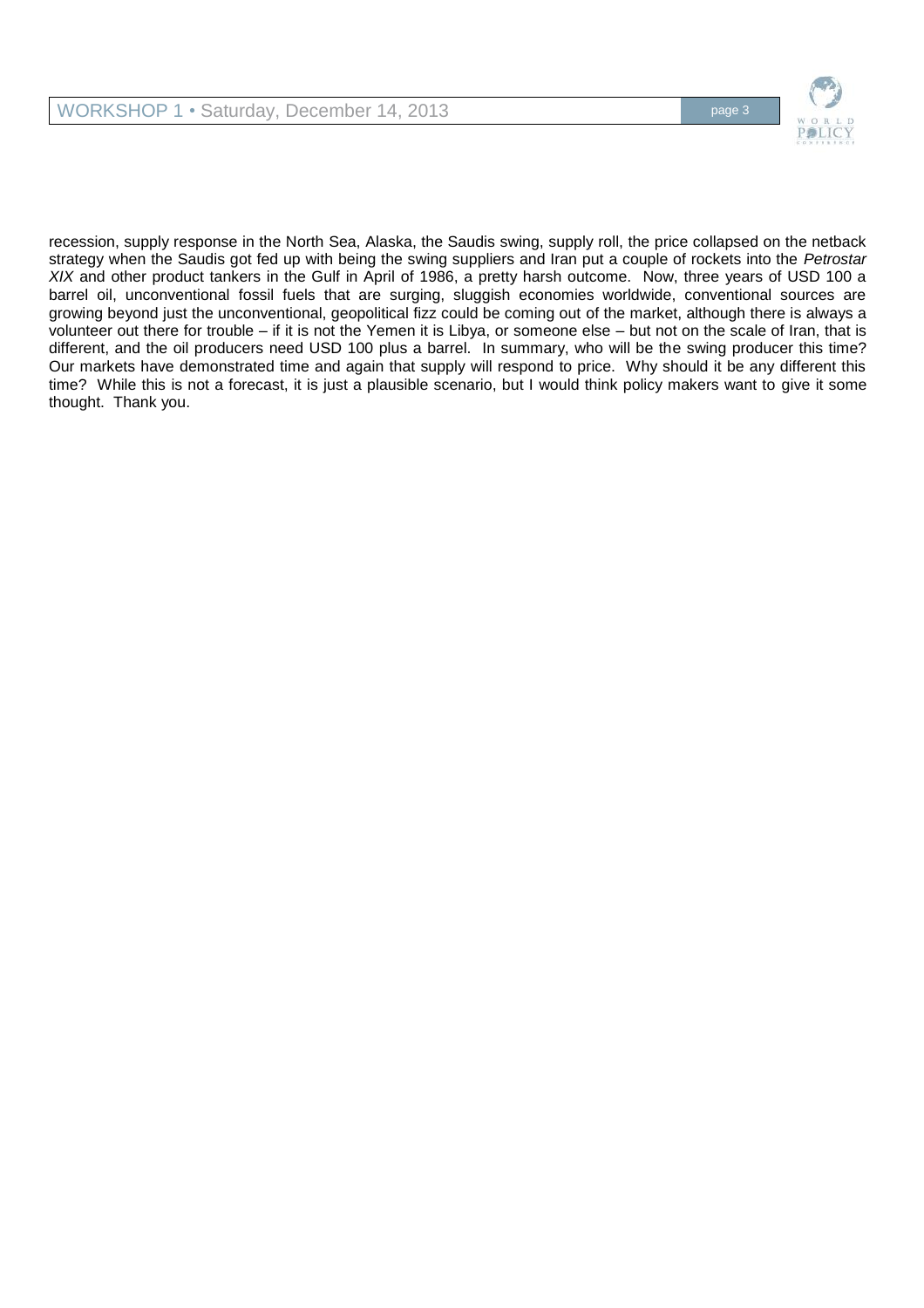recession, supply response in the North Sea, Alaska, the Saudis swing, supply roll, the price collapsed on the netback strategy when the Saudis got fed up with being the swing suppliers and Iran put a couple of rockets into the *Petrostar XIX* and other product tankers in the Gulf in April of 1986, a pretty harsh outcome. Now, three years of USD 100 a barrel oil, unconventional fossil fuels that are surging, sluggish economies worldwide, conventional sources are growing beyond just the unconventional, geopolitical fizz could be coming out of the market, although there is always a volunteer out there for trouble – if it is not the Yemen it is Libya, or someone else – but not on the scale of Iran, that is different, and the oil producers need USD 100 plus a barrel. In summary, who will be the swing producer this time? Our markets have demonstrated time and again that supply will respond to price. Why should it be any different this time? While this is not a forecast, it is just a plausible scenario, but I would think policy makers want to give it some thought. Thank you.